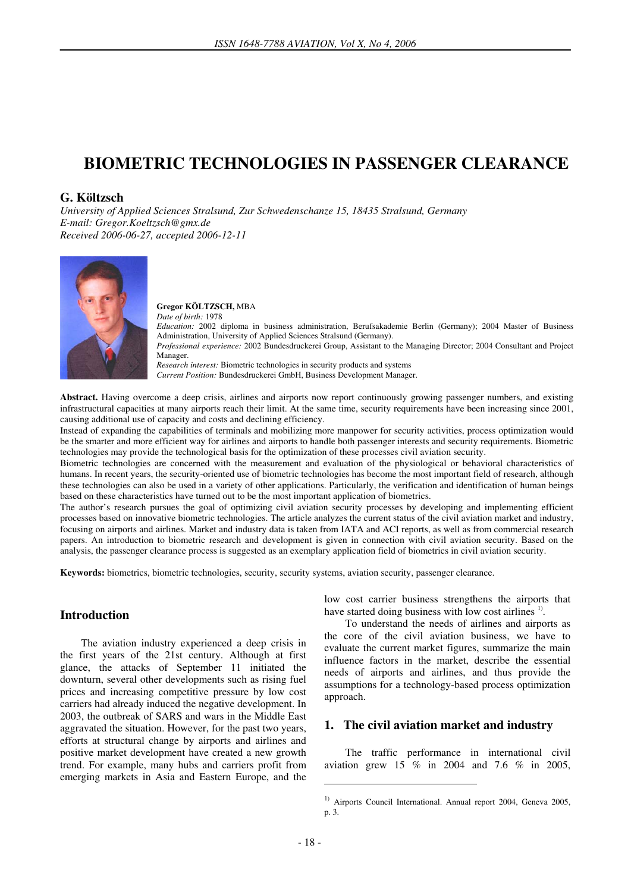# BIOMETRIC TECHNOLOGIES IN PASSENGER CLEARANCE

**G. Költzsch**

*University of Applied Sciences Stralsund, Zur Schwedenschanze 15, 18435 Stralsund, Germany*
*E-mail: Gregor.Koeltzsch@gmx.de*
*Received 2006-06-27, accepted 2006-12-11*

**Gregor KÖLTZSCH,** MBA
*Date of birth:* 1978
*Education:* 2002 diploma in business administration, Berufsakademie Berlin (Germany); 2004 Master of Business Administration, University of Applied Sciences Stralsund (Germany).
*Professional experience:* 2002 Bundesdruckerei Group, Assistant to the Managing Director; 2004 Consultant and Project Manager.
*Research interest:* Biometric technologies in security products and systems
*Current Position:* Bundesdruckerei GmbH, Business Development Manager.

**Abstract.** Having overcome a deep crisis, airlines and airports now report continuously growing passenger numbers, and existing infrastructural capacities at many airports reach their limit. At the same time, security requirements have been increasing since 2001, causing additional use of capacity and costs and declining efficiency.
Instead of expanding the capabilities of terminals and mobilizing more manpower for security activities, process optimization would be the smarter and more efficient way for airlines and airports to handle both passenger interests and security requirements. Biometric technologies may provide the technological basis for the optimization of these processes civil aviation security.
Biometric technologies are concerned with the measurement and evaluation of the physiological or behavioral characteristics of humans. In recent years, the security-oriented use of biometric technologies has become the most important field of research, although these technologies can also be used in a variety of other applications. Particularly, the verification and identification of human beings based on these characteristics have turned out to be the most important application of biometrics.
The author's research pursues the goal of optimizing civil aviation security processes by developing and implementing efficient processes based on innovative biometric technologies. The article analyzes the current status of the civil aviation market and industry, focusing on airports and airlines. Market and industry data is taken from IATA and ACI reports, as well as from commercial research papers. An introduction to biometric research and development is given in connection with civil aviation security. Based on the analysis, the passenger clearance process is suggested as an exemplary application field of biometrics in civil aviation security.

**Keywords:** biometrics, biometric technologies, security, security systems, aviation security, passenger clearance.

## Introduction

The aviation industry experienced a deep crisis in the first years of the 21st century. Although at first glance, the attacks of September 11 initiated the downturn, several other developments such as rising fuel prices and increasing competitive pressure by low cost carriers had already induced the negative development. In 2003, the outbreak of SARS and wars in the Middle East aggravated the situation. However, for the past two years, efforts at structural change by airports and airlines and positive market development have created a new growth trend. For example, many hubs and carriers profit from emerging markets in Asia and Eastern Europe, and the low cost carrier business strengthens the airports that have started doing business with low cost airlines [1)].

To understand the needs of airlines and airports as the core of the civil aviation business, we have to evaluate the current market figures, summarize the main influence factors in the market, describe the essential needs of airports and airlines, and thus provide the assumptions for a technology-based process optimization approach.

## 1. The civil aviation market and industry

The traffic performance in international civil aviation grew 15 % in 2004 and 7.6 % in 2005,

[1)] Airports Council International. Annual report 2004, Geneva 2005, p. 3.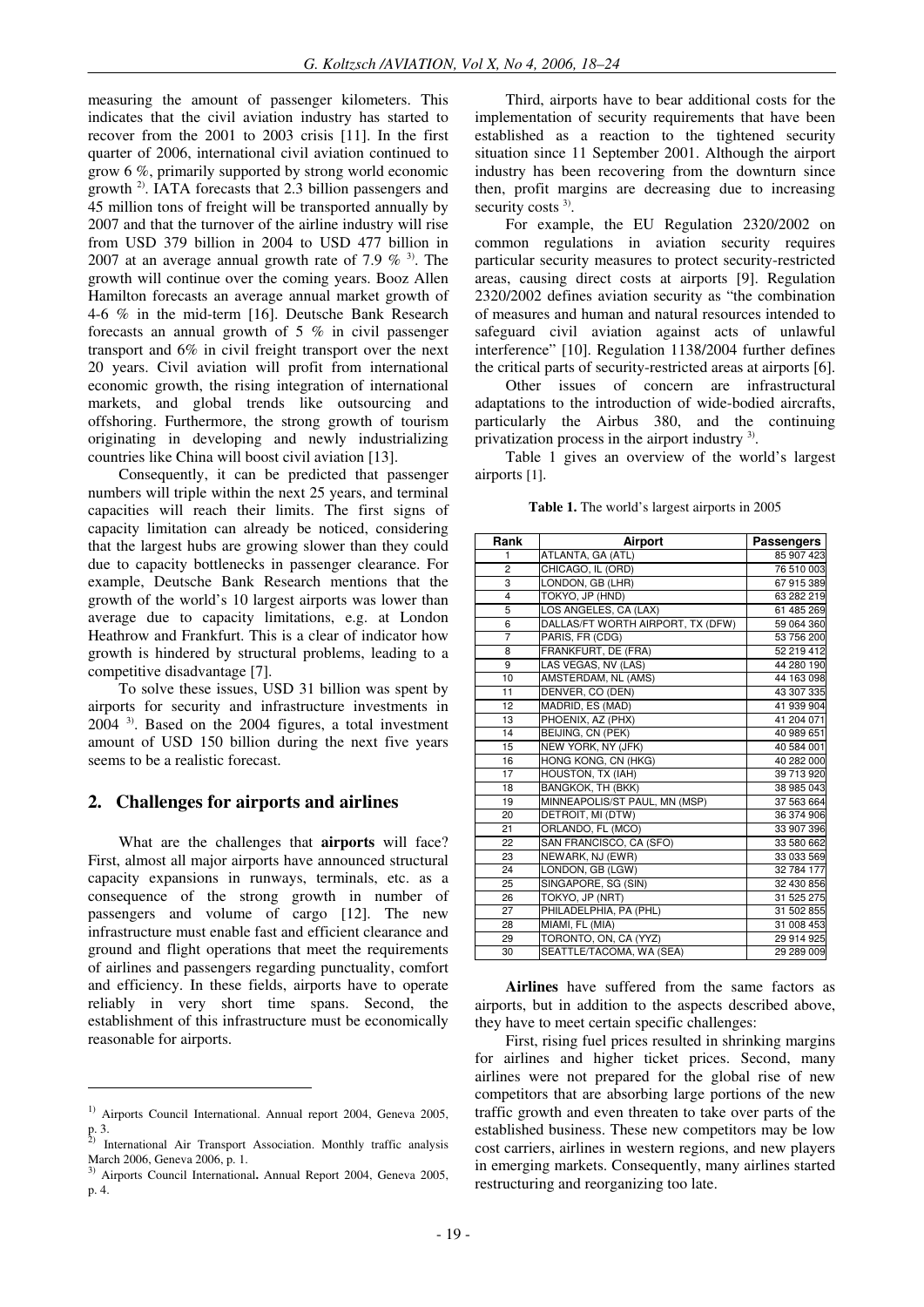measuring the amount of passenger kilometers. This indicates that the civil aviation industry has started to recover from the 2001 to 2003 crisis [11]. In the first quarter of 2006, international civil aviation continued to grow 6 %, primarily supported by strong world economic growth [2]. IATA forecasts that 2.3 billion passengers and 45 million tons of freight will be transported annually by 2007 and that the turnover of the airline industry will rise from USD 379 billion in 2004 to USD 477 billion in 2007 at an average annual growth rate of 7.9 % [3]. The growth will continue over the coming years. Booz Allen Hamilton forecasts an average annual market growth of 4-6 % in the mid-term [16]. Deutsche Bank Research forecasts an annual growth of 5 % in civil passenger transport and 6% in civil freight transport over the next 20 years. Civil aviation will profit from international economic growth, the rising integration of international markets, and global trends like outsourcing and offshoring. Furthermore, the strong growth of tourism originating in developing and newly industrializing countries like China will boost civil aviation [13].

Consequently, it can be predicted that passenger numbers will triple within the next 25 years, and terminal capacities will reach their limits. The first signs of capacity limitation can already be noticed, considering that the largest hubs are growing slower than they could due to capacity bottlenecks in passenger clearance. For example, Deutsche Bank Research mentions that the growth of the world's 10 largest airports was lower than average due to capacity limitations, e.g. at London Heathrow and Frankfurt. This is a clear of indicator how growth is hindered by structural problems, leading to a competitive disadvantage [7].

To solve these issues, USD 31 billion was spent by airports for security and infrastructure investments in 2004 [3]. Based on the 2004 figures, a total investment amount of USD 150 billion during the next five years seems to be a realistic forecast.

## 2. Challenges for airports and airlines

What are the challenges that **airports** will face? First, almost all major airports have announced structural capacity expansions in runways, terminals, etc. as a consequence of the strong growth in number of passengers and volume of cargo [12]. The new infrastructure must enable fast and efficient clearance and ground and flight operations that meet the requirements of airlines and passengers regarding punctuality, comfort and efficiency. In these fields, airports have to operate reliably in very short time spans. Second, the establishment of this infrastructure must be economically reasonable for airports.

Third, airports have to bear additional costs for the implementation of security requirements that have been established as a reaction to the tightened security situation since 11 September 2001. Although the airport industry has been recovering from the downturn since then, profit margins are decreasing due to increasing security costs [3].

For example, the EU Regulation 2320/2002 on common regulations in aviation security requires particular security measures to protect security-restricted areas, causing direct costs at airports [9]. Regulation 2320/2002 defines aviation security as "the combination of measures and human and natural resources intended to safeguard civil aviation against acts of unlawful interference" [10]. Regulation 1138/2004 further defines the critical parts of security-restricted areas at airports [6].

Other issues of concern are infrastructural adaptations to the introduction of wide-bodied aircrafts, particularly the Airbus 380, and the continuing privatization process in the airport industry [3].

Table 1 gives an overview of the world's largest airports [1].

**Table 1.** The world's largest airports in 2005

| Rank | Airport | Passengers |
|---|---|---|
| 1 | ATLANTA, GA (ATL) | 85 907 423 |
| 2 | CHICAGO, IL (ORD) | 76 510 003 |
| 3 | LONDON, GB (LHR) | 67 915 389 |
| 4 | TOKYO, JP (HND) | 63 282 219 |
| 5 | LOS ANGELES, CA (LAX) | 61 485 269 |
| 6 | DALLAS/FT WORTH AIRPORT, TX (DFW) | 59 064 360 |
| 7 | PARIS, FR (CDG) | 53 756 200 |
| 8 | FRANKFURT, DE (FRA) | 52 219 412 |
| 9 | LAS VEGAS, NV (LAS) | 44 280 190 |
| 10 | AMSTERDAM, NL (AMS) | 44 163 098 |
| 11 | DENVER, CO (DEN) | 43 307 335 |
| 12 | MADRID, ES (MAD) | 41 939 904 |
| 13 | PHOENIX, AZ (PHX) | 41 204 071 |
| 14 | BEIJING, CN (PEK) | 40 989 651 |
| 15 | NEW YORK, NY (JFK) | 40 584 001 |
| 16 | HONG KONG, CN (HKG) | 40 282 000 |
| 17 | HOUSTON, TX (IAH) | 39 713 920 |
| 18 | BANGKOK, TH (BKK) | 38 985 043 |
| 19 | MINNEAPOLIS/ST PAUL, MN (MSP) | 37 563 664 |
| 20 | DETROIT, MI (DTW) | 36 374 906 |
| 21 | ORLANDO, FL (MCO) | 33 907 396 |
| 22 | SAN FRANCISCO, CA (SFO) | 33 580 662 |
| 23 | NEWARK, NJ (EWR) | 33 033 569 |
| 24 | LONDON, GB (LGW) | 32 784 177 |
| 25 | SINGAPORE, SG (SIN) | 32 430 856 |
| 26 | TOKYO, JP (NRT) | 31 525 275 |
| 27 | PHILADELPHIA, PA (PHL) | 31 502 855 |
| 28 | MIAMI, FL (MIA) | 31 008 453 |
| 29 | TORONTO, ON, CA (YYZ) | 29 914 925 |
| 30 | SEATTLE/TACOMA, WA (SEA) | 29 289 009 |

**Airlines** have suffered from the same factors as airports, but in addition to the aspects described above, they have to meet certain specific challenges:

First, rising fuel prices resulted in shrinking margins for airlines and higher ticket prices. Second, many airlines were not prepared for the global rise of new competitors that are absorbing large portions of the new traffic growth and even threaten to take over parts of the established business. These new competitors may be low cost carriers, airlines in western regions, and new players in emerging markets. Consequently, many airlines started restructuring and reorganizing too late.

---

[1] Airports Council International. Annual report 2004, Geneva 2005, p. 3.

[2] International Air Transport Association. Monthly traffic analysis March 2006, Geneva 2006, p. 1.

[3] Airports Council International**.** Annual Report 2004, Geneva 2005, p. 4.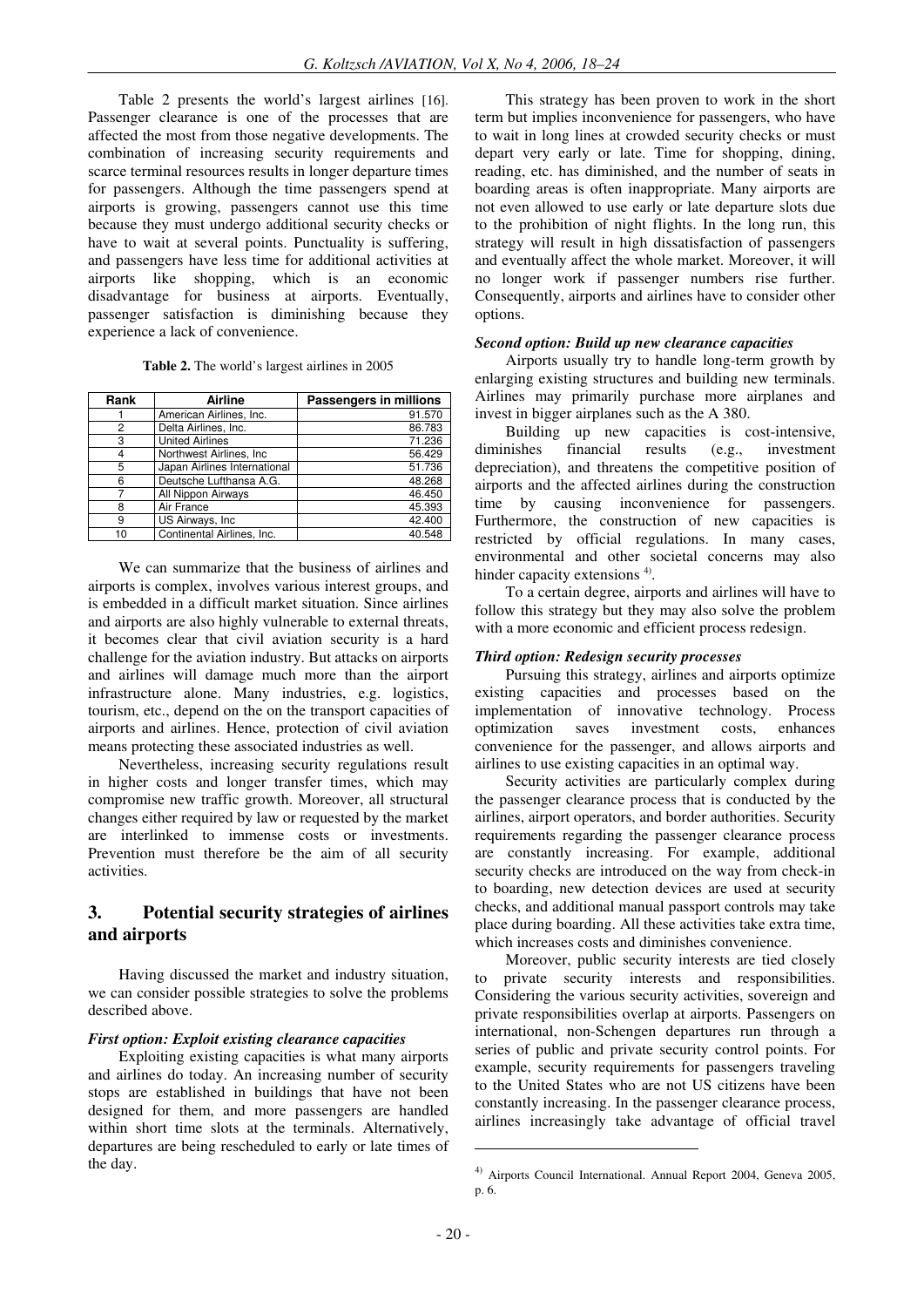Table 2 presents the world's largest airlines [16]. Passenger clearance is one of the processes that are affected the most from those negative developments. The combination of increasing security requirements and scarce terminal resources results in longer departure times for passengers. Although the time passengers spend at airports is growing, passengers cannot use this time because they must undergo additional security checks or have to wait at several points. Punctuality is suffering, and passengers have less time for additional activities at airports like shopping, which is an economic disadvantage for business at airports. Eventually, passenger satisfaction is diminishing because they experience a lack of convenience.

**Table 2.** The world's largest airlines in 2005

| Rank | Airline | Passengers in millions |
|---|---|---|
| 1 | American Airlines, Inc. | 91.570 |
| 2 | Delta Airlines, Inc. | 86.783 |
| 3 | United Airlines | 71.236 |
| 4 | Northwest Airlines, Inc | 56.429 |
| 5 | Japan Airlines International | 51.736 |
| 6 | Deutsche Lufthansa A.G. | 48.268 |
| 7 | All Nippon Airways | 46.450 |
| 8 | Air France | 45.393 |
| 9 | US Airways, Inc | 42.400 |
| 10 | Continental Airlines, Inc. | 40.548 |

We can summarize that the business of airlines and airports is complex, involves various interest groups, and is embedded in a difficult market situation. Since airlines and airports are also highly vulnerable to external threats, it becomes clear that civil aviation security is a hard challenge for the aviation industry. But attacks on airports and airlines will damage much more than the airport infrastructure alone. Many industries, e.g. logistics, tourism, etc., depend on the on the transport capacities of airports and airlines. Hence, protection of civil aviation means protecting these associated industries as well.

Nevertheless, increasing security regulations result in higher costs and longer transfer times, which may compromise new traffic growth. Moreover, all structural changes either required by law or requested by the market are interlinked to immense costs or investments. Prevention must therefore be the aim of all security activities.

## 3. Potential security strategies of airlines and airports

Having discussed the market and industry situation, we can consider possible strategies to solve the problems described above.

***First option: Exploit existing clearance capacities***

Exploiting existing capacities is what many airports and airlines do today. An increasing number of security stops are established in buildings that have not been designed for them, and more passengers are handled within short time slots at the terminals. Alternatively, departures are being rescheduled to early or late times of the day.

This strategy has been proven to work in the short term but implies inconvenience for passengers, who have to wait in long lines at crowded security checks or must depart very early or late. Time for shopping, dining, reading, etc. has diminished, and the number of seats in boarding areas is often inappropriate. Many airports are not even allowed to use early or late departure slots due to the prohibition of night flights. In the long run, this strategy will result in high dissatisfaction of passengers and eventually affect the whole market. Moreover, it will no longer work if passenger numbers rise further. Consequently, airports and airlines have to consider other options.

***Second option: Build up new clearance capacities***

Airports usually try to handle long-term growth by enlarging existing structures and building new terminals. Airlines may primarily purchase more airplanes and invest in bigger airplanes such as the A 380.

Building up new capacities is cost-intensive, diminishes financial results (e.g., investment depreciation), and threatens the competitive position of airports and the affected airlines during the construction time by causing inconvenience for passengers. Furthermore, the construction of new capacities is restricted by official regulations. In many cases, environmental and other societal concerns may also hinder capacity extensions [4].

To a certain degree, airports and airlines will have to follow this strategy but they may also solve the problem with a more economic and efficient process redesign.

***Third option: Redesign security processes***

Pursuing this strategy, airlines and airports optimize existing capacities and processes based on the implementation of innovative technology. Process optimization saves investment costs, enhances convenience for the passenger, and allows airports and airlines to use existing capacities in an optimal way.

Security activities are particularly complex during the passenger clearance process that is conducted by the airlines, airport operators, and border authorities. Security requirements regarding the passenger clearance process are constantly increasing. For example, additional security checks are introduced on the way from check-in to boarding, new detection devices are used at security checks, and additional manual passport controls may take place during boarding. All these activities take extra time, which increases costs and diminishes convenience.

Moreover, public security interests are tied closely to private security interests and responsibilities. Considering the various security activities, sovereign and private responsibilities overlap at airports. Passengers on international, non-Schengen departures run through a series of public and private security control points. For example, security requirements for passengers traveling to the United States who are not US citizens have been constantly increasing. In the passenger clearance process, airlines increasingly take advantage of official travel

[4] Airports Council International. Annual Report 2004, Geneva 2005, p. 6.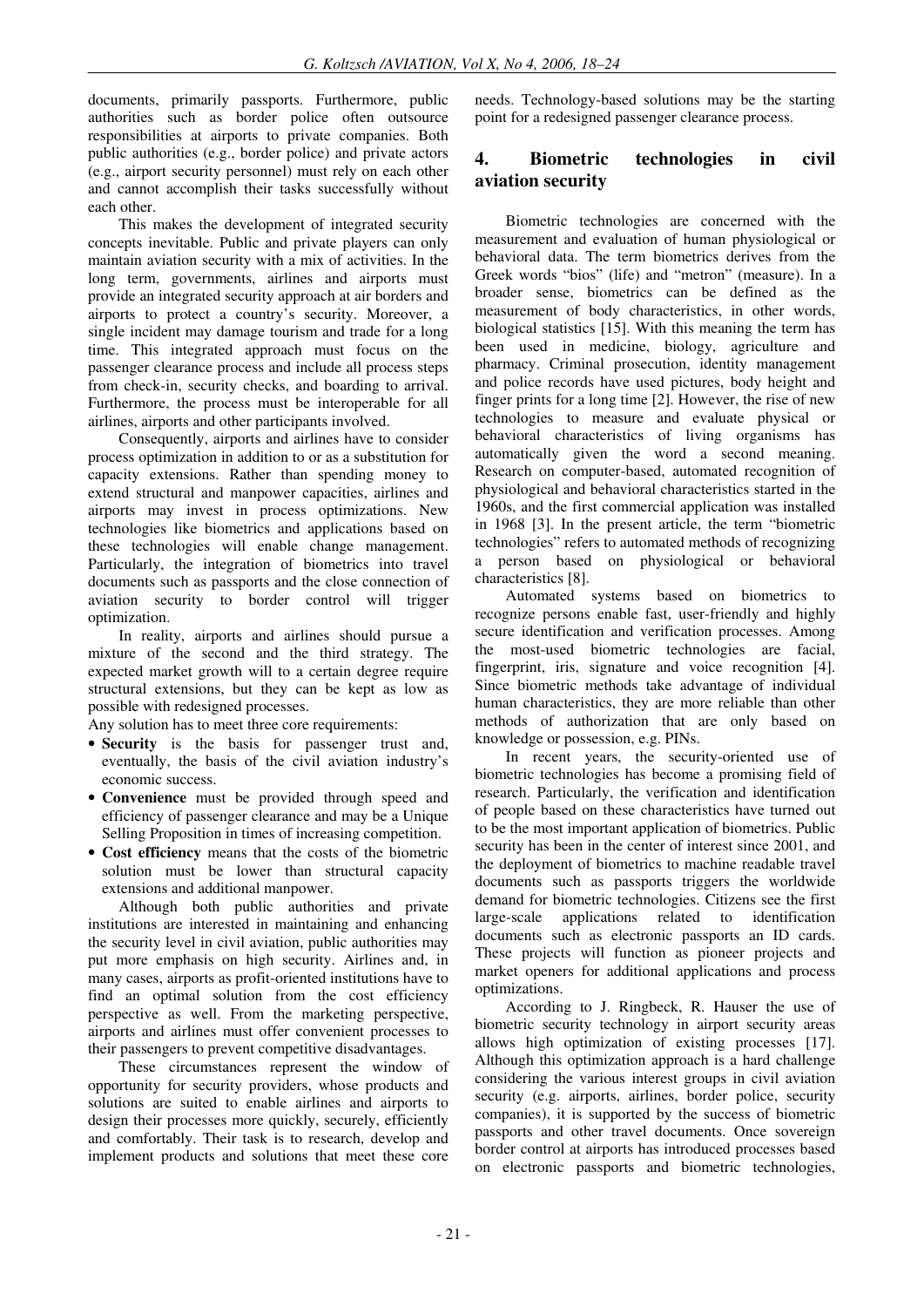documents, primarily passports. Furthermore, public authorities such as border police often outsource responsibilities at airports to private companies. Both public authorities (e.g., border police) and private actors (e.g., airport security personnel) must rely on each other and cannot accomplish their tasks successfully without each other.

This makes the development of integrated security concepts inevitable. Public and private players can only maintain aviation security with a mix of activities. In the long term, governments, airlines and airports must provide an integrated security approach at air borders and airports to protect a country's security. Moreover, a single incident may damage tourism and trade for a long time. This integrated approach must focus on the passenger clearance process and include all process steps from check-in, security checks, and boarding to arrival. Furthermore, the process must be interoperable for all airlines, airports and other participants involved.

Consequently, airports and airlines have to consider process optimization in addition to or as a substitution for capacity extensions. Rather than spending money to extend structural and manpower capacities, airlines and airports may invest in process optimizations. New technologies like biometrics and applications based on these technologies will enable change management. Particularly, the integration of biometrics into travel documents such as passports and the close connection of aviation security to border control will trigger optimization.

In reality, airports and airlines should pursue a mixture of the second and the third strategy. The expected market growth will to a certain degree require structural extensions, but they can be kept as low as possible with redesigned processes.

Any solution has to meet three core requirements:

- **Security** is the basis for passenger trust and, eventually, the basis of the civil aviation industry's economic success.
- **Convenience** must be provided through speed and efficiency of passenger clearance and may be a Unique Selling Proposition in times of increasing competition.
- **Cost efficiency** means that the costs of the biometric solution must be lower than structural capacity extensions and additional manpower.

Although both public authorities and private institutions are interested in maintaining and enhancing the security level in civil aviation, public authorities may put more emphasis on high security. Airlines and, in many cases, airports as profit-oriented institutions have to find an optimal solution from the cost efficiency perspective as well. From the marketing perspective, airports and airlines must offer convenient processes to their passengers to prevent competitive disadvantages.

These circumstances represent the window of opportunity for security providers, whose products and solutions are suited to enable airlines and airports to design their processes more quickly, securely, efficiently and comfortably. Their task is to research, develop and implement products and solutions that meet these core needs. Technology-based solutions may be the starting point for a redesigned passenger clearance process.

## 4. Biometric technologies in civil aviation security

Biometric technologies are concerned with the measurement and evaluation of human physiological or behavioral data. The term biometrics derives from the Greek words "bios" (life) and "metron" (measure). In a broader sense, biometrics can be defined as the measurement of body characteristics, in other words, biological statistics [15]. With this meaning the term has been used in medicine, biology, agriculture and pharmacy. Criminal prosecution, identity management and police records have used pictures, body height and finger prints for a long time [2]. However, the rise of new technologies to measure and evaluate physical or behavioral characteristics of living organisms has automatically given the word a second meaning. Research on computer-based, automated recognition of physiological and behavioral characteristics started in the 1960s, and the first commercial application was installed in 1968 [3]. In the present article, the term "biometric technologies" refers to automated methods of recognizing a person based on physiological or behavioral characteristics [8].

Automated systems based on biometrics to recognize persons enable fast, user-friendly and highly secure identification and verification processes. Among the most-used biometric technologies are facial, fingerprint, iris, signature and voice recognition [4]. Since biometric methods take advantage of individual human characteristics, they are more reliable than other methods of authorization that are only based on knowledge or possession, e.g. PINs.

In recent years, the security-oriented use of biometric technologies has become a promising field of research. Particularly, the verification and identification of people based on these characteristics have turned out to be the most important application of biometrics. Public security has been in the center of interest since 2001, and the deployment of biometrics to machine readable travel documents such as passports triggers the worldwide demand for biometric technologies. Citizens see the first large-scale applications related to identification documents such as electronic passports an ID cards. These projects will function as pioneer projects and market openers for additional applications and process optimizations.

According to J. Ringbeck, R. Hauser the use of biometric security technology in airport security areas allows high optimization of existing processes [17]. Although this optimization approach is a hard challenge considering the various interest groups in civil aviation security (e.g. airports, airlines, border police, security companies), it is supported by the success of biometric passports and other travel documents. Once sovereign border control at airports has introduced processes based on electronic passports and biometric technologies,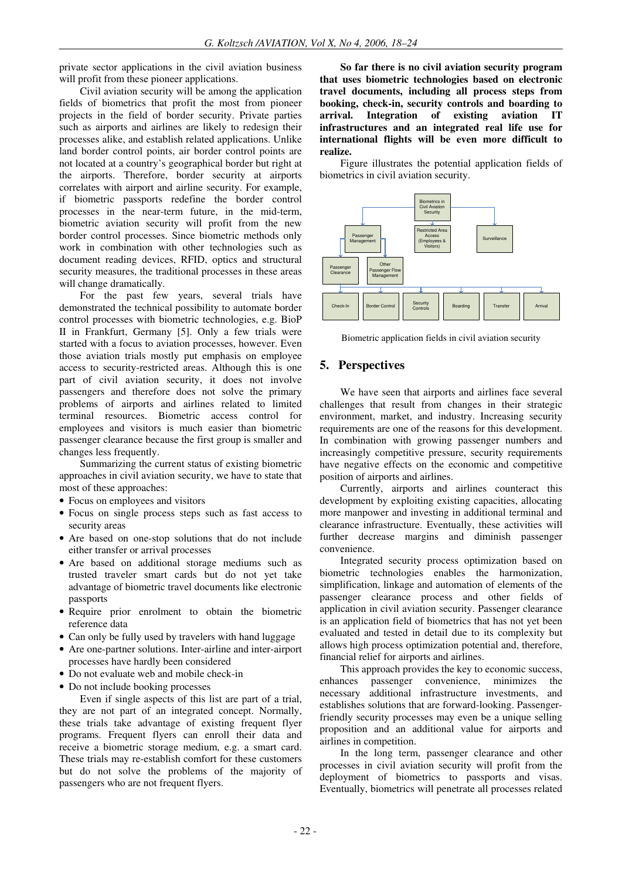private sector applications in the civil aviation business will profit from these pioneer applications.

Civil aviation security will be among the application fields of biometrics that profit the most from pioneer projects in the field of border security. Private parties such as airports and airlines are likely to redesign their processes alike, and establish related applications. Unlike land border control points, air border control points are not located at a country's geographical border but right at the airports. Therefore, border security at airports correlates with airport and airline security. For example, if biometric passports redefine the border control processes in the near-term future, in the mid-term, biometric aviation security will profit from the new border control processes. Since biometric methods only work in combination with other technologies such as document reading devices, RFID, optics and structural security measures, the traditional processes in these areas will change dramatically.

For the past few years, several trials have demonstrated the technical possibility to automate border control processes with biometric technologies, e.g. BioP II in Frankfurt, Germany [5]. Only a few trials were started with a focus to aviation processes, however. Even those aviation trials mostly put emphasis on employee access to security-restricted areas. Although this is one part of civil aviation security, it does not involve passengers and therefore does not solve the primary problems of airports and airlines related to limited terminal resources. Biometric access control for employees and visitors is much easier than biometric passenger clearance because the first group is smaller and changes less frequently.

Summarizing the current status of existing biometric approaches in civil aviation security, we have to state that most of these approaches:

- Focus on employees and visitors
- Focus on single process steps such as fast access to security areas
- Are based on one-stop solutions that do not include either transfer or arrival processes
- Are based on additional storage mediums such as trusted traveler smart cards but do not yet take advantage of biometric travel documents like electronic passports
- Require prior enrolment to obtain the biometric reference data
- Can only be fully used by travelers with hand luggage
- Are one-partner solutions. Inter-airline and inter-airport processes have hardly been considered
- Do not evaluate web and mobile check-in
- Do not include booking processes

Even if single aspects of this list are part of a trial, they are not part of an integrated concept. Normally, these trials take advantage of existing frequent flyer programs. Frequent flyers can enroll their data and receive a biometric storage medium, e.g. a smart card. These trials may re-establish comfort for these customers but do not solve the problems of the majority of passengers who are not frequent flyers.

**So far there is no civil aviation security program that uses biometric technologies based on electronic travel documents, including all process steps from booking, check-in, security controls and boarding to arrival. Integration of existing aviation IT infrastructures and an integrated real life use for international flights will be even more difficult to realize.**

Figure illustrates the potential application fields of biometrics in civil aviation security.

Biometric application fields in civil aviation security

## 5. Perspectives

We have seen that airports and airlines face several challenges that result from changes in their strategic environment, market, and industry. Increasing security requirements are one of the reasons for this development. In combination with growing passenger numbers and increasingly competitive pressure, security requirements have negative effects on the economic and competitive position of airports and airlines.

Currently, airports and airlines counteract this development by exploiting existing capacities, allocating more manpower and investing in additional terminal and clearance infrastructure. Eventually, these activities will further decrease margins and diminish passenger convenience.

Integrated security process optimization based on biometric technologies enables the harmonization, simplification, linkage and automation of elements of the passenger clearance process and other fields of application in civil aviation security. Passenger clearance is an application field of biometrics that has not yet been evaluated and tested in detail due to its complexity but allows high process optimization potential and, therefore, financial relief for airports and airlines.

This approach provides the key to economic success, enhances passenger convenience, minimizes the necessary additional infrastructure investments, and establishes solutions that are forward-looking. Passenger-friendly security processes may even be a unique selling proposition and an additional value for airports and airlines in competition.

In the long term, passenger clearance and other processes in civil aviation security will profit from the deployment of biometrics to passports and visas. Eventually, biometrics will penetrate all processes related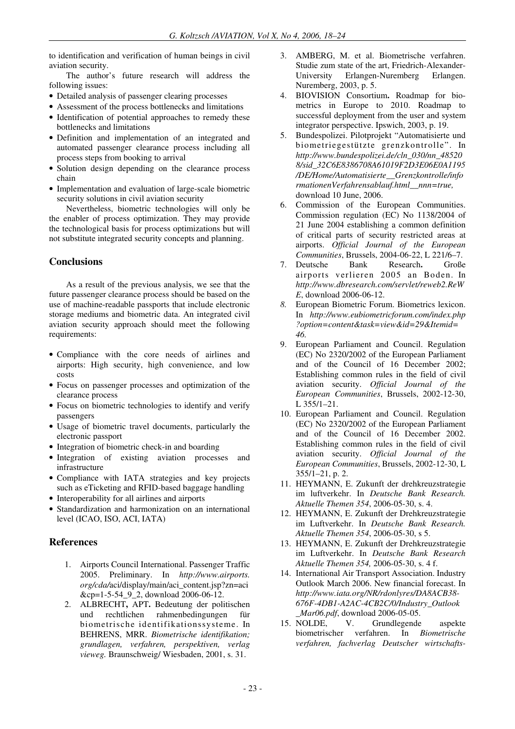to identification and verification of human beings in civil aviation security.

The author's future research will address the following issues:

- Detailed analysis of passenger clearing processes
- Assessment of the process bottlenecks and limitations
- Identification of potential approaches to remedy these bottlenecks and limitations
- Definition and implementation of an integrated and automated passenger clearance process including all process steps from booking to arrival
- Solution design depending on the clearance process chain
- Implementation and evaluation of large-scale biometric security solutions in civil aviation security

Nevertheless, biometric technologies will only be the enabler of process optimization. They may provide the technological basis for process optimizations but will not substitute integrated security concepts and planning.

## Conclusions

As a result of the previous analysis, we see that the future passenger clearance process should be based on the use of machine-readable passports that include electronic storage mediums and biometric data. An integrated civil aviation security approach should meet the following requirements:

- Compliance with the core needs of airlines and airports: High security, high convenience, and low costs
- Focus on passenger processes and optimization of the clearance process
- Focus on biometric technologies to identify and verify passengers
- Usage of biometric travel documents, particularly the electronic passport
- Integration of biometric check-in and boarding
- Integration of existing aviation processes and infrastructure
- Compliance with IATA strategies and key projects such as eTicketing and RFID-based baggage handling
- Interoperability for all airlines and airports
- Standardization and harmonization on an international level (ICAO, ISO, ACI, IATA)

## References

1. Airports Council International. Passenger Traffic 2005. Preliminary. In *http://www.airports.org/cda/*aci/display/main/aci_content.jsp?zn=aci&cp=1-5-54_9_2, download 2006-06-12.
2. ALBRECHT**,** APT**.** Bedeutung der politischen und rechtlichen rahmenbedingungen für biometrische identifikationssysteme. In BEHRENS, MRR. *Biometrische identifikation; grundlagen, verfahren, perspektiven, verlag vieweg.* Braunschweig/ Wiesbaden, 2001, s. 31.
3. AMBERG, M. et al. Biometrische verfahren. Studie zum state of the art, Friedrich-Alexander-University Erlangen-Nuremberg Erlangen. Nuremberg, 2003, p. 5.
4. BIOVISION Consortium**.** Roadmap for biometrics in Europe to 2010. Roadmap to successful deployment from the user and system integrator perspective. Ipswich, 2003, p. 19.
5. Bundespolizei. Pilotprojekt "Automatisierte und biometriegestützte grenzkontrolle". In *http://www.bundespolizei.de/cln_030/nn_485208/sid_32C6E8386708A61019F2D3E06E0A1195/DE/Home/Automatisierte__Grenzkontrolle/informationenVerfahrensablauf.html__nnn=true,* download 10 June, 2006.
6. Commission of the European Communities. Commission regulation (EC) No 1138/2004 of 21 June 2004 establishing a common definition of critical parts of security restricted areas at airports. *Official Journal of the European Communities*, Brussels, 2004-06-22, L 221/6–7.
7. Deutsche Bank Research**.** Große airports verlieren 2005 an Boden. In *http://www.dbresearch.com/servlet/reweb2.ReWE*, download 2006-06-12.
8. European Biometric Forum. Biometrics lexicon. In *http://www.eubiometricforum.com/index.php?option=content&task=view&id=29&Itemid=46.*
9. European Parliament and Council. Regulation (EC) No 2320/2002 of the European Parliament and of the Council of 16 December 2002; Establishing common rules in the field of civil aviation security. *Official Journal of the European Communities*, Brussels, 2002-12-30, L 355/1–21.
10. European Parliament and Council. Regulation (EC) No 2320/2002 of the European Parliament and of the Council of 16 December 2002. Establishing common rules in the field of civil aviation security. *Official Journal of the European Communities*, Brussels, 2002-12-30, L 355/1–21, p. 2.
11. HEYMANN, E. Zukunft der drehkreuzstrategie im luftverkehr. In *Deutsche Bank Research. Aktuelle Themen 354*, 2006-05-30, s. 4.
12. HEYMANN, E. Zukunft der Drehkreuzstrategie im Luftverkehr. In *Deutsche Bank Research. Aktuelle Themen 354*, 2006-05-30, s 5.
13. HEYMANN, E. Zukunft der Drehkreuzstrategie im Luftverkehr. In *Deutsche Bank Research Aktuelle Themen 354,* 2006-05-30, s. 4 f.
14. International Air Transport Association. Industry Outlook March 2006. New financial forecast. In *http://www.iata.org/NR/rdonlyres/DA8ACB38-676F-4DB1-A2AC-4CB2C/0/Industry_Outlook_Mar06.pdf*, download 2006-05-05.
15. NOLDE, V. Grundlegende aspekte biometrischer verfahren. In *Biometrische verfahren, fachverlag Deutscher wirtschafts-*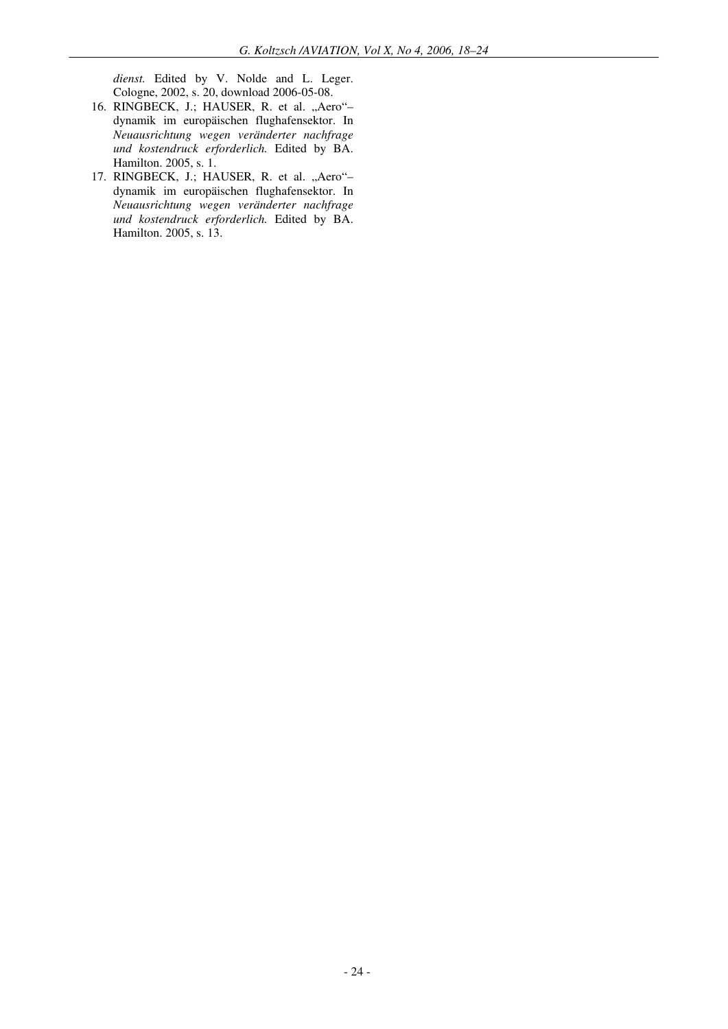*dienst.* Edited by V. Nolde and L. Leger. Cologne, 2002, s. 20, download 2006-05-08.

16. RINGBECK, J.; HAUSER, R. et al. „Aero“–dynamik im europäischen flughafensektor. In *Neuausrichtung wegen veränderter nachfrage und kostendruck erforderlich.* Edited by BA. Hamilton. 2005, s. 1.
17. RINGBECK, J.; HAUSER, R. et al. „Aero“–dynamik im europäischen flughafensektor. In *Neuausrichtung wegen veränderter nachfrage und kostendruck erforderlich.* Edited by BA. Hamilton. 2005, s. 13.